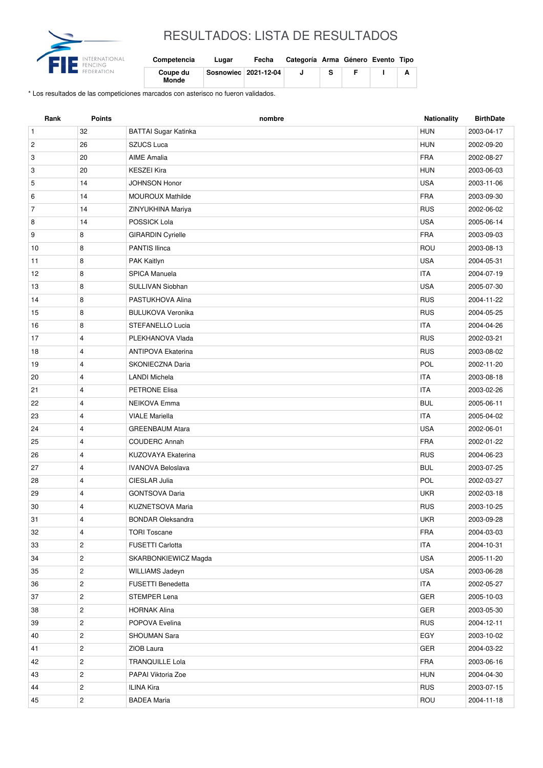# RESULTADOS: LISTA DE RESULTADOS

| Competencia | Lugar | Fecha | Categoría | Arma | Género | Evento | Tipo |
|---|---|---|---|---|---|---|---|
| Coupe du Monde | Sosnowiec | 2021-12-04 | J | S | F | I | A |

* Los resultados de las competiciones marcados con asterisco no fueron validados.

| Rank | Points | nombre | Nationality | BirthDate |
|---|---|---|---|---|
| 1 | 32 | BATTAI Sugar Katinka | HUN | 2003-04-17 |
| 2 | 26 | SZUCS Luca | HUN | 2002-09-20 |
| 3 | 20 | AIME Amalia | FRA | 2002-08-27 |
| 3 | 20 | KESZEI Kira | HUN | 2003-06-03 |
| 5 | 14 | JOHNSON Honor | USA | 2003-11-06 |
| 6 | 14 | MOUROUX Mathilde | FRA | 2003-09-30 |
| 7 | 14 | ZINYUKHINA Mariya | RUS | 2002-06-02 |
| 8 | 14 | POSSICK Lola | USA | 2005-06-14 |
| 9 | 8 | GIRARDIN Cyrielle | FRA | 2003-09-03 |
| 10 | 8 | PANTIS Ilinca | ROU | 2003-08-13 |
| 11 | 8 | PAK Kaitlyn | USA | 2004-05-31 |
| 12 | 8 | SPICA Manuela | ITA | 2004-07-19 |
| 13 | 8 | SULLIVAN Siobhan | USA | 2005-07-30 |
| 14 | 8 | PASTUKHOVA Alina | RUS | 2004-11-22 |
| 15 | 8 | BULUKOVA Veronika | RUS | 2004-05-25 |
| 16 | 8 | STEFANELLO Lucia | ITA | 2004-04-26 |
| 17 | 4 | PLEKHANOVA Vlada | RUS | 2002-03-21 |
| 18 | 4 | ANTIPOVA Ekaterina | RUS | 2003-08-02 |
| 19 | 4 | SKONIECZNA Daria | POL | 2002-11-20 |
| 20 | 4 | LANDI Michela | ITA | 2003-08-18 |
| 21 | 4 | PETRONE Elisa | ITA | 2003-02-26 |
| 22 | 4 | NEIKOVA Emma | BUL | 2005-06-11 |
| 23 | 4 | VIALE Mariella | ITA | 2005-04-02 |
| 24 | 4 | GREENBAUM Atara | USA | 2002-06-01 |
| 25 | 4 | COUDERC Annah | FRA | 2002-01-22 |
| 26 | 4 | KUZOVAYA Ekaterina | RUS | 2004-06-23 |
| 27 | 4 | IVANOVA Beloslava | BUL | 2003-07-25 |
| 28 | 4 | CIESLAR Julia | POL | 2002-03-27 |
| 29 | 4 | GONTSOVA Daria | UKR | 2002-03-18 |
| 30 | 4 | KUZNETSOVA Maria | RUS | 2003-10-25 |
| 31 | 4 | BONDAR Oleksandra | UKR | 2003-09-28 |
| 32 | 4 | TORI Toscane | FRA | 2004-03-03 |
| 33 | 2 | FUSETTI Carlotta | ITA | 2004-10-31 |
| 34 | 2 | SKARBONKIEWICZ Magda | USA | 2005-11-20 |
| 35 | 2 | WILLIAMS Jadeyn | USA | 2003-06-28 |
| 36 | 2 | FUSETTI Benedetta | ITA | 2002-05-27 |
| 37 | 2 | STEMPER Lena | GER | 2005-10-03 |
| 38 | 2 | HORNAK Alina | GER | 2003-05-30 |
| 39 | 2 | POPOVA Evelina | RUS | 2004-12-11 |
| 40 | 2 | SHOUMAN Sara | EGY | 2003-10-02 |
| 41 | 2 | ZIOB Laura | GER | 2004-03-22 |
| 42 | 2 | TRANQUILLE Lola | FRA | 2003-06-16 |
| 43 | 2 | PAPAI Viktoria Zoe | HUN | 2004-04-30 |
| 44 | 2 | ILINA Kira | RUS | 2003-07-15 |
| 45 | 2 | BADEA Maria | ROU | 2004-11-18 |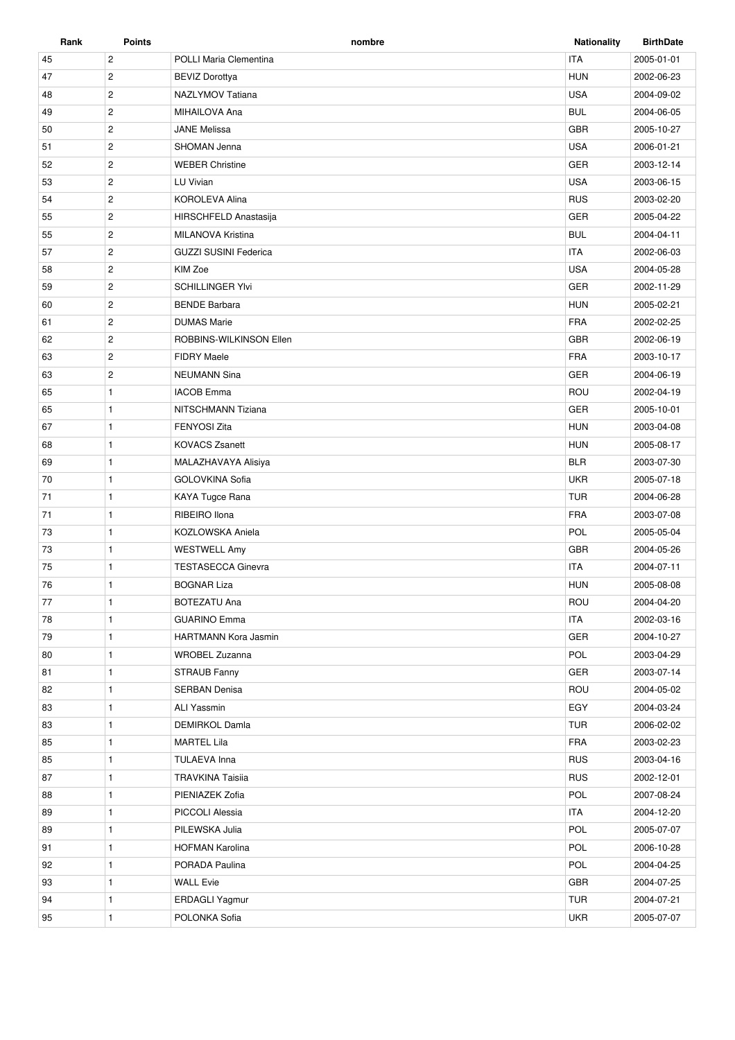| Rank | Points | nombre | Nationality | BirthDate |
| --- | --- | --- | --- | --- |
| 45 | 2 | POLLI Maria Clementina | ITA | 2005-01-01 |
| 47 | 2 | BEVIZ Dorottya | HUN | 2002-06-23 |
| 48 | 2 | NAZLYMOV Tatiana | USA | 2004-09-02 |
| 49 | 2 | MIHAILOVA Ana | BUL | 2004-06-05 |
| 50 | 2 | JANE Melissa | GBR | 2005-10-27 |
| 51 | 2 | SHOMAN Jenna | USA | 2006-01-21 |
| 52 | 2 | WEBER Christine | GER | 2003-12-14 |
| 53 | 2 | LU Vivian | USA | 2003-06-15 |
| 54 | 2 | KOROLEVA Alina | RUS | 2003-02-20 |
| 55 | 2 | HIRSCHFELD Anastasija | GER | 2005-04-22 |
| 55 | 2 | MILANOVA Kristina | BUL | 2004-04-11 |
| 57 | 2 | GUZZI SUSINI Federica | ITA | 2002-06-03 |
| 58 | 2 | KIM Zoe | USA | 2004-05-28 |
| 59 | 2 | SCHILLINGER Ylvi | GER | 2002-11-29 |
| 60 | 2 | BENDE Barbara | HUN | 2005-02-21 |
| 61 | 2 | DUMAS Marie | FRA | 2002-02-25 |
| 62 | 2 | ROBBINS-WILKINSON Ellen | GBR | 2002-06-19 |
| 63 | 2 | FIDRY Maele | FRA | 2003-10-17 |
| 63 | 2 | NEUMANN Sina | GER | 2004-06-19 |
| 65 | 1 | IACOB Emma | ROU | 2002-04-19 |
| 65 | 1 | NITSCHMANN Tiziana | GER | 2005-10-01 |
| 67 | 1 | FENYOSI Zita | HUN | 2003-04-08 |
| 68 | 1 | KOVACS Zsanett | HUN | 2005-08-17 |
| 69 | 1 | MALAZHAVAYA Alisiya | BLR | 2003-07-30 |
| 70 | 1 | GOLOVKINA Sofia | UKR | 2005-07-18 |
| 71 | 1 | KAYA Tugce Rana | TUR | 2004-06-28 |
| 71 | 1 | RIBEIRO Ilona | FRA | 2003-07-08 |
| 73 | 1 | KOZLOWSKA Aniela | POL | 2005-05-04 |
| 73 | 1 | WESTWELL Amy | GBR | 2004-05-26 |
| 75 | 1 | TESTASECCA Ginevra | ITA | 2004-07-11 |
| 76 | 1 | BOGNAR Liza | HUN | 2005-08-08 |
| 77 | 1 | BOTEZATU Ana | ROU | 2004-04-20 |
| 78 | 1 | GUARINO Emma | ITA | 2002-03-16 |
| 79 | 1 | HARTMANN Kora Jasmin | GER | 2004-10-27 |
| 80 | 1 | WROBEL Zuzanna | POL | 2003-04-29 |
| 81 | 1 | STRAUB Fanny | GER | 2003-07-14 |
| 82 | 1 | SERBAN Denisa | ROU | 2004-05-02 |
| 83 | 1 | ALI Yassmin | EGY | 2004-03-24 |
| 83 | 1 | DEMIRKOL Damla | TUR | 2006-02-02 |
| 85 | 1 | MARTEL Lila | FRA | 2003-02-23 |
| 85 | 1 | TULAEVA Inna | RUS | 2003-04-16 |
| 87 | 1 | TRAVKINA Taisiia | RUS | 2002-12-01 |
| 88 | 1 | PIENIAZEK Zofia | POL | 2007-08-24 |
| 89 | 1 | PICCOLI Alessia | ITA | 2004-12-20 |
| 89 | 1 | PILEWSKA Julia | POL | 2005-07-07 |
| 91 | 1 | HOFMAN Karolina | POL | 2006-10-28 |
| 92 | 1 | PORADA Paulina | POL | 2004-04-25 |
| 93 | 1 | WALL Evie | GBR | 2004-07-25 |
| 94 | 1 | ERDAGLI Yagmur | TUR | 2004-07-21 |
| 95 | 1 | POLONKA Sofia | UKR | 2005-07-07 |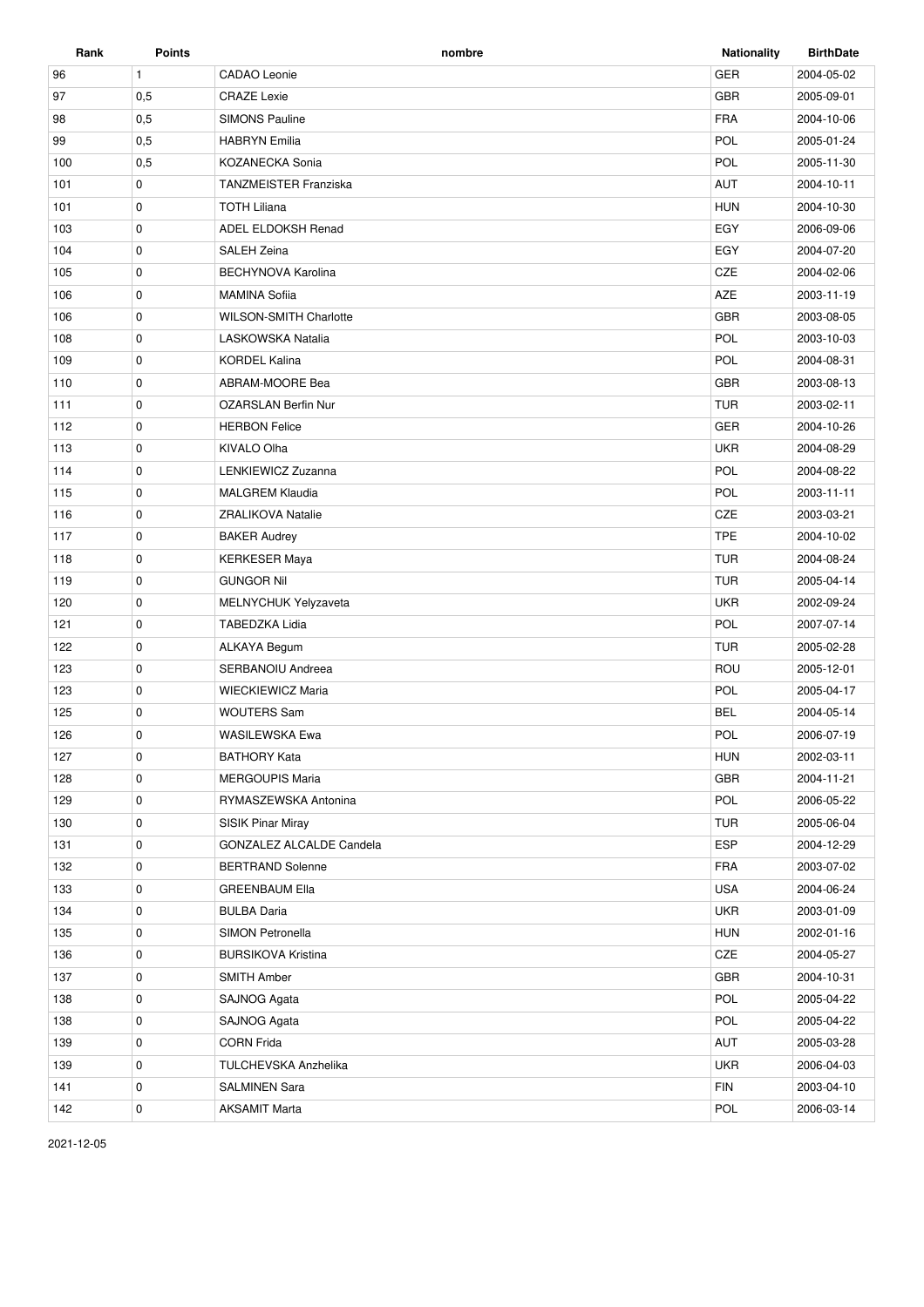| Rank | Points | nombre | Nationality | BirthDate |
| --- | --- | --- | --- | --- |
| 96 | 1 | CADAO Leonie | GER | 2004-05-02 |
| 97 | 0,5 | CRAZE Lexie | GBR | 2005-09-01 |
| 98 | 0,5 | SIMONS Pauline | FRA | 2004-10-06 |
| 99 | 0,5 | HABRYN Emilia | POL | 2005-01-24 |
| 100 | 0,5 | KOZANECKA Sonia | POL | 2005-11-30 |
| 101 | 0 | TANZMEISTER Franziska | AUT | 2004-10-11 |
| 101 | 0 | TOTH Liliana | HUN | 2004-10-30 |
| 103 | 0 | ADEL ELDOKSH Renad | EGY | 2006-09-06 |
| 104 | 0 | SALEH Zeina | EGY | 2004-07-20 |
| 105 | 0 | BECHYNOVA Karolina | CZE | 2004-02-06 |
| 106 | 0 | MAMINA Sofiia | AZE | 2003-11-19 |
| 106 | 0 | WILSON-SMITH Charlotte | GBR | 2003-08-05 |
| 108 | 0 | LASKOWSKA Natalia | POL | 2003-10-03 |
| 109 | 0 | KORDEL Kalina | POL | 2004-08-31 |
| 110 | 0 | ABRAM-MOORE Bea | GBR | 2003-08-13 |
| 111 | 0 | OZARSLAN Berfin Nur | TUR | 2003-02-11 |
| 112 | 0 | HERBON Felice | GER | 2004-10-26 |
| 113 | 0 | KIVALO Olha | UKR | 2004-08-29 |
| 114 | 0 | LENKIEWICZ Zuzanna | POL | 2004-08-22 |
| 115 | 0 | MALGREM Klaudia | POL | 2003-11-11 |
| 116 | 0 | ZRALIKOVA Natalie | CZE | 2003-03-21 |
| 117 | 0 | BAKER Audrey | TPE | 2004-10-02 |
| 118 | 0 | KERKESER Maya | TUR | 2004-08-24 |
| 119 | 0 | GUNGOR Nil | TUR | 2005-04-14 |
| 120 | 0 | MELNYCHUK Yelyzaveta | UKR | 2002-09-24 |
| 121 | 0 | TABEDZKA Lidia | POL | 2007-07-14 |
| 122 | 0 | ALKAYA Begum | TUR | 2005-02-28 |
| 123 | 0 | SERBANOIU Andreea | ROU | 2005-12-01 |
| 123 | 0 | WIECKIEWICZ Maria | POL | 2005-04-17 |
| 125 | 0 | WOUTERS Sam | BEL | 2004-05-14 |
| 126 | 0 | WASILEWSKA Ewa | POL | 2006-07-19 |
| 127 | 0 | BATHORY Kata | HUN | 2002-03-11 |
| 128 | 0 | MERGOUPIS Maria | GBR | 2004-11-21 |
| 129 | 0 | RYMASZEWSKA Antonina | POL | 2006-05-22 |
| 130 | 0 | SISIK Pinar Miray | TUR | 2005-06-04 |
| 131 | 0 | GONZALEZ ALCALDE Candela | ESP | 2004-12-29 |
| 132 | 0 | BERTRAND Solenne | FRA | 2003-07-02 |
| 133 | 0 | GREENBAUM Ella | USA | 2004-06-24 |
| 134 | 0 | BULBA Daria | UKR | 2003-01-09 |
| 135 | 0 | SIMON Petronella | HUN | 2002-01-16 |
| 136 | 0 | BURSIKOVA Kristina | CZE | 2004-05-27 |
| 137 | 0 | SMITH Amber | GBR | 2004-10-31 |
| 138 | 0 | SAJNOG Agata | POL | 2005-04-22 |
| 138 | 0 | SAJNOG Agata | POL | 2005-04-22 |
| 139 | 0 | CORN Frida | AUT | 2005-03-28 |
| 139 | 0 | TULCHEVSKA Anzhelika | UKR | 2006-04-03 |
| 141 | 0 | SALMINEN Sara | FIN | 2003-04-10 |
| 142 | 0 | AKSAMIT Marta | POL | 2006-03-14 |

2021-12-05